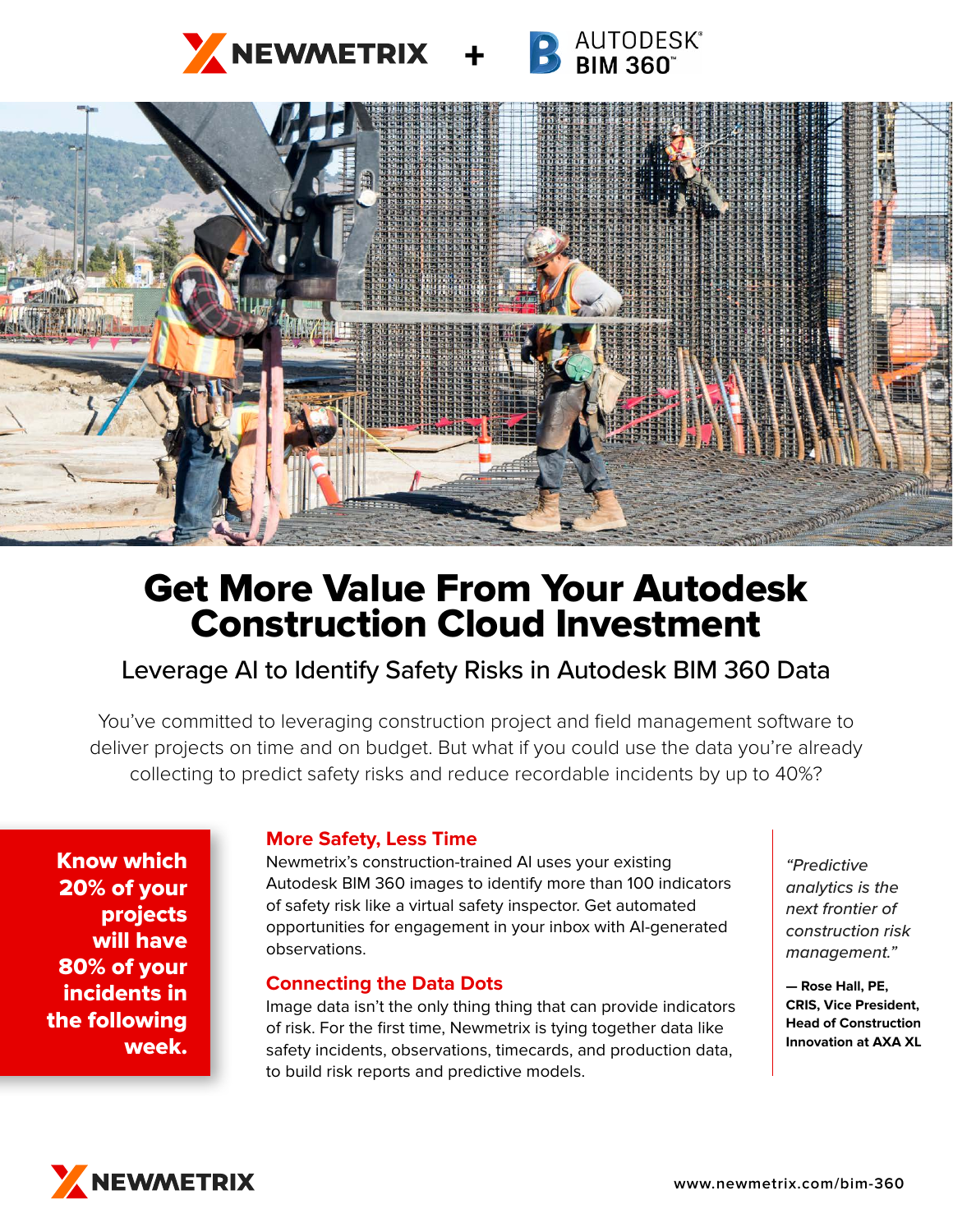NEWMETRIX + AUTODESK® BIM 360™

# Get More Value From Your Autodesk Construction Cloud Investment

## Leverage AI to Identify Safety Risks in Autodesk BIM 360 Data

You've committed to leveraging construction project and field management software to deliver projects on time and on budget. But what if you could use the data you're already collecting to predict safety risks and reduce recordable incidents by up to 40%?

**Know which 20% of your projects will have 80% of your incidents in the following week.**

### More Safety, Less Time

Newmetrix's construction-trained AI uses your existing Autodesk BIM 360 images to identify more than 100 indicators of safety risk like a virtual safety inspector. Get automated opportunities for engagement in your inbox with AI-generated observations.

### Connecting the Data Dots

Image data isn't the only thing thing that can provide indicators of risk. For the first time, Newmetrix is tying together data like safety incidents, observations, timecards, and production data, to build risk reports and predictive models.

*"Predictive analytics is the next frontier of construction risk management."*

**— Rose Hall, PE, CRIS, Vice President, Head of Construction Innovation at AXA XL**

NEWMETRIX

www.newmetrix.com/bim-360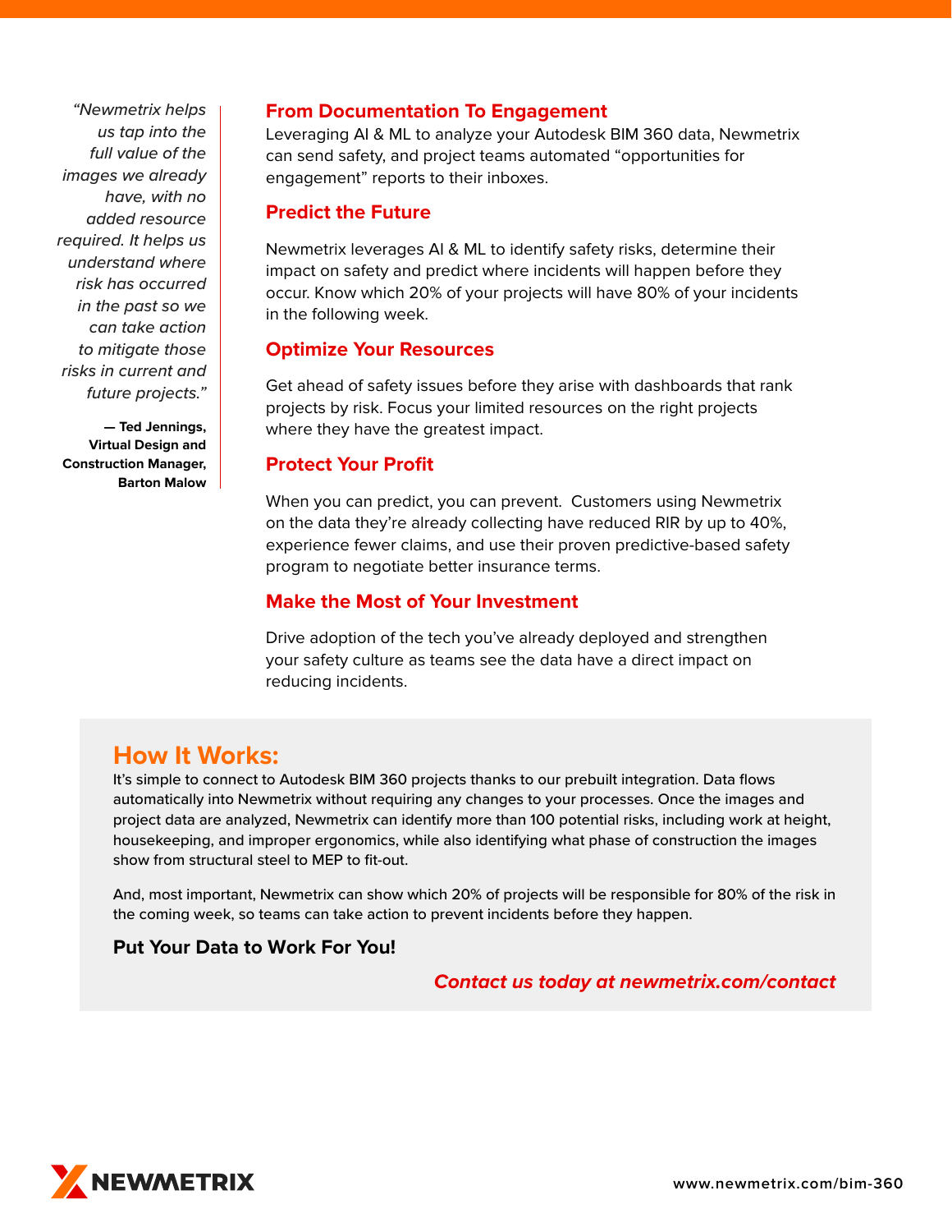*"Newmetrix helps us tap into the full value of the images we already have, with no added resource required. It helps us understand where risk has occurred in the past so we can take action to mitigate those risks in current and future projects."*

**— Ted Jennings, Virtual Design and Construction Manager, Barton Malow**

## From Documentation To Engagement

Leveraging AI & ML to analyze your Autodesk BIM 360 data, Newmetrix can send safety, and project teams automated "opportunities for engagement" reports to their inboxes.

## Predict the Future

Newmetrix leverages AI & ML to identify safety risks, determine their impact on safety and predict where incidents will happen before they occur. Know which 20% of your projects will have 80% of your incidents in the following week.

## Optimize Your Resources

Get ahead of safety issues before they arise with dashboards that rank projects by risk. Focus your limited resources on the right projects where they have the greatest impact.

## Protect Your Profit

When you can predict, you can prevent. Customers using Newmetrix on the data they're already collecting have reduced RIR by up to 40%, experience fewer claims, and use their proven predictive-based safety program to negotiate better insurance terms.

## Make the Most of Your Investment

Drive adoption of the tech you've already deployed and strengthen your safety culture as teams see the data have a direct impact on reducing incidents.

## How It Works:

It's simple to connect to Autodesk BIM 360 projects thanks to our prebuilt integration. Data flows automatically into Newmetrix without requiring any changes to your processes. Once the images and project data are analyzed, Newmetrix can identify more than 100 potential risks, including work at height, housekeeping, and improper ergonomics, while also identifying what phase of construction the images show from structural steel to MEP to fit-out.

And, most important, Newmetrix can show which 20% of projects will be responsible for 80% of the risk in the coming week, so teams can take action to prevent incidents before they happen.

**Put Your Data to Work For You!**

***Contact us today at newmetrix.com/contact***

NEWMETRIX

www.newmetrix.com/bim-360